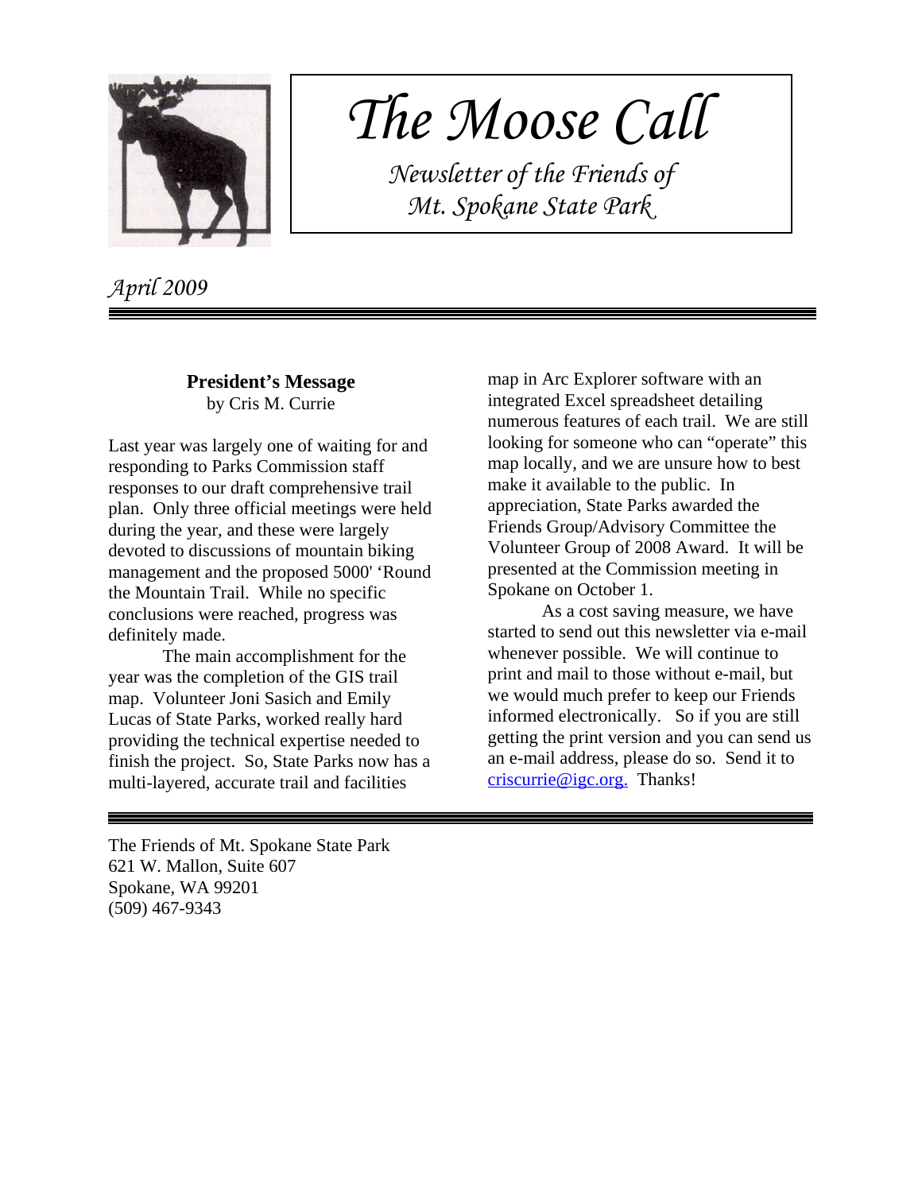# The Moose Call

*Newsletter of the Friends of Mt. Spokane State Park*

*April 2009*

---

## President's Message

by Cris M. Currie

Last year was largely one of waiting for and responding to Parks Commission staff responses to our draft comprehensive trail plan. Only three official meetings were held during the year, and these were largely devoted to discussions of mountain biking management and the proposed 5000' 'Round the Mountain Trail. While no specific conclusions were reached, progress was definitely made.

The main accomplishment for the year was the completion of the GIS trail map. Volunteer Joni Sasich and Emily Lucas of State Parks, worked really hard providing the technical expertise needed to finish the project. So, State Parks now has a multi-layered, accurate trail and facilities map in Arc Explorer software with an integrated Excel spreadsheet detailing numerous features of each trail. We are still looking for someone who can "operate" this map locally, and we are unsure how to best make it available to the public. In appreciation, State Parks awarded the Friends Group/Advisory Committee the Volunteer Group of 2008 Award. It will be presented at the Commission meeting in Spokane on October 1.

As a cost saving measure, we have started to send out this newsletter via e-mail whenever possible. We will continue to print and mail to those without e-mail, but we would much prefer to keep our Friends informed electronically. So if you are still getting the print version and you can send us an e-mail address, please do so. Send it to criscurrie@igc.org. Thanks!

---

The Friends of Mt. Spokane State Park
621 W. Mallon, Suite 607
Spokane, WA 99201
(509) 467-9343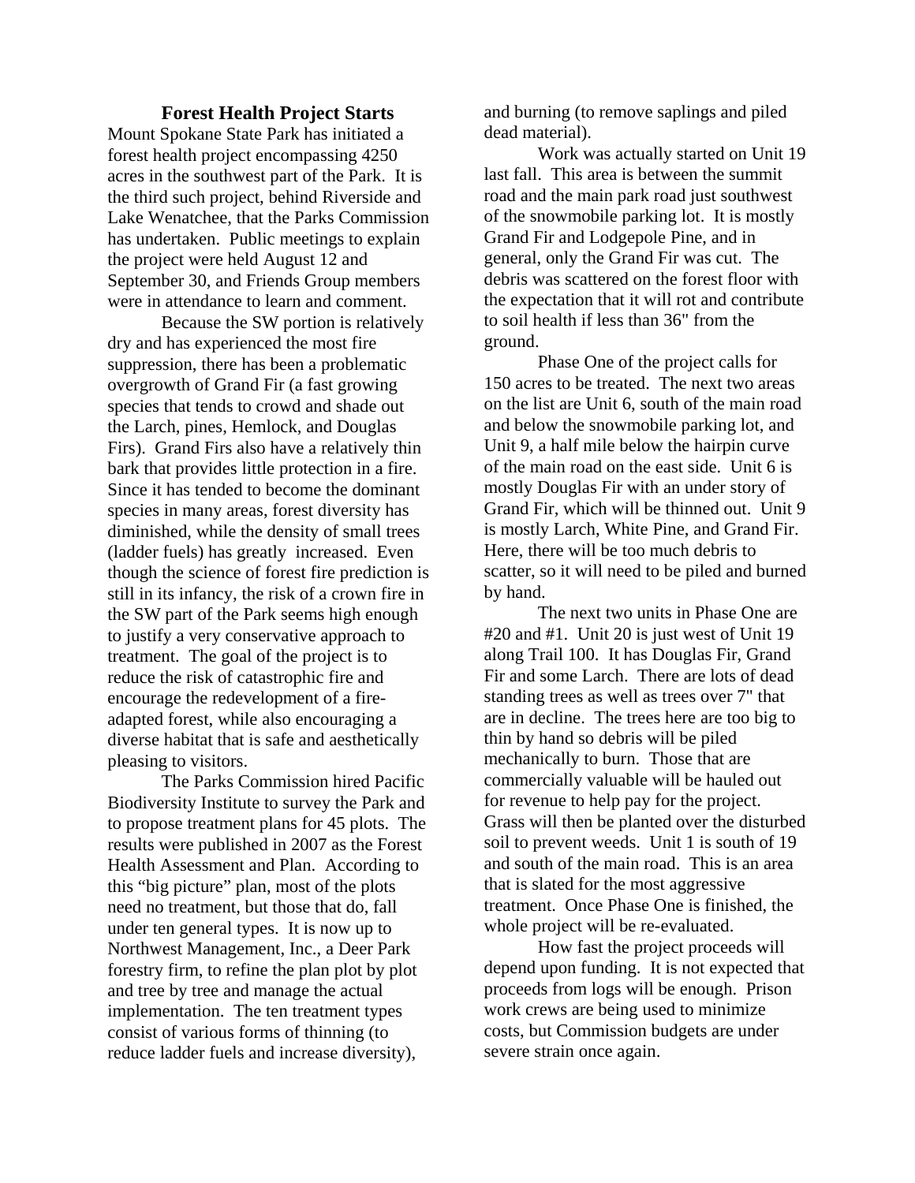## Forest Health Project Starts

Mount Spokane State Park has initiated a forest health project encompassing 4250 acres in the southwest part of the Park. It is the third such project, behind Riverside and Lake Wenatchee, that the Parks Commission has undertaken. Public meetings to explain the project were held August 12 and September 30, and Friends Group members were in attendance to learn and comment.

Because the SW portion is relatively dry and has experienced the most fire suppression, there has been a problematic overgrowth of Grand Fir (a fast growing species that tends to crowd and shade out the Larch, pines, Hemlock, and Douglas Firs). Grand Firs also have a relatively thin bark that provides little protection in a fire. Since it has tended to become the dominant species in many areas, forest diversity has diminished, while the density of small trees (ladder fuels) has greatly increased. Even though the science of forest fire prediction is still in its infancy, the risk of a crown fire in the SW part of the Park seems high enough to justify a very conservative approach to treatment. The goal of the project is to reduce the risk of catastrophic fire and encourage the redevelopment of a fire-adapted forest, while also encouraging a diverse habitat that is safe and aesthetically pleasing to visitors.

The Parks Commission hired Pacific Biodiversity Institute to survey the Park and to propose treatment plans for 45 plots. The results were published in 2007 as the Forest Health Assessment and Plan. According to this "big picture" plan, most of the plots need no treatment, but those that do, fall under ten general types. It is now up to Northwest Management, Inc., a Deer Park forestry firm, to refine the plan plot by plot and tree by tree and manage the actual implementation. The ten treatment types consist of various forms of thinning (to reduce ladder fuels and increase diversity), and burning (to remove saplings and piled dead material).

Work was actually started on Unit 19 last fall. This area is between the summit road and the main park road just southwest of the snowmobile parking lot. It is mostly Grand Fir and Lodgepole Pine, and in general, only the Grand Fir was cut. The debris was scattered on the forest floor with the expectation that it will rot and contribute to soil health if less than 36" from the ground.

Phase One of the project calls for 150 acres to be treated. The next two areas on the list are Unit 6, south of the main road and below the snowmobile parking lot, and Unit 9, a half mile below the hairpin curve of the main road on the east side. Unit 6 is mostly Douglas Fir with an under story of Grand Fir, which will be thinned out. Unit 9 is mostly Larch, White Pine, and Grand Fir. Here, there will be too much debris to scatter, so it will need to be piled and burned by hand.

The next two units in Phase One are #20 and #1. Unit 20 is just west of Unit 19 along Trail 100. It has Douglas Fir, Grand Fir and some Larch. There are lots of dead standing trees as well as trees over 7" that are in decline. The trees here are too big to thin by hand so debris will be piled mechanically to burn. Those that are commercially valuable will be hauled out for revenue to help pay for the project. Grass will then be planted over the disturbed soil to prevent weeds. Unit 1 is south of 19 and south of the main road. This is an area that is slated for the most aggressive treatment. Once Phase One is finished, the whole project will be re-evaluated.

How fast the project proceeds will depend upon funding. It is not expected that proceeds from logs will be enough. Prison work crews are being used to minimize costs, but Commission budgets are under severe strain once again.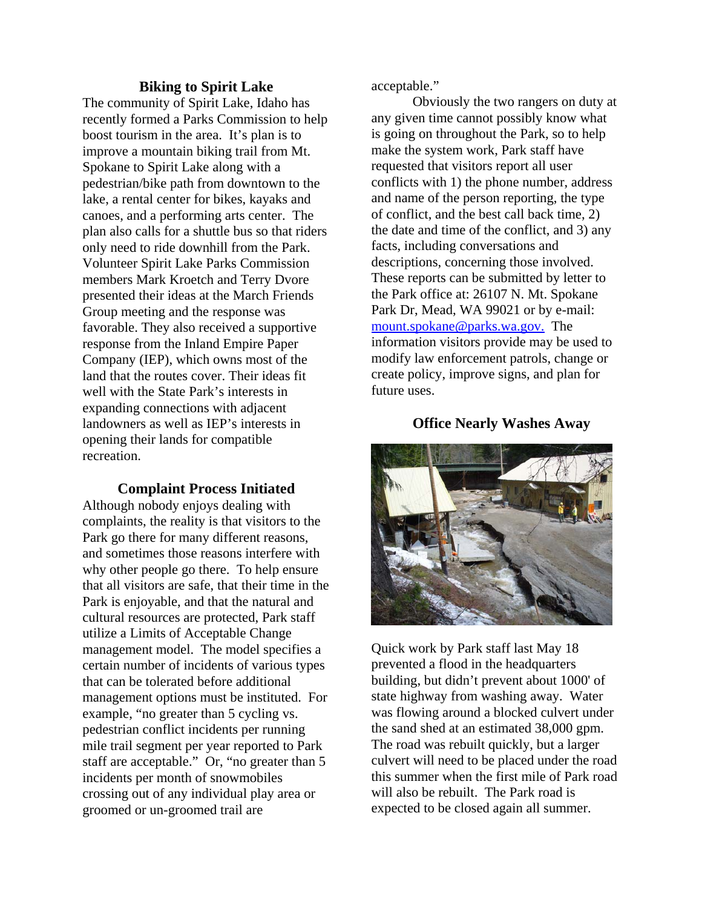### Biking to Spirit Lake

The community of Spirit Lake, Idaho has recently formed a Parks Commission to help boost tourism in the area. It's plan is to improve a mountain biking trail from Mt. Spokane to Spirit Lake along with a pedestrian/bike path from downtown to the lake, a rental center for bikes, kayaks and canoes, and a performing arts center. The plan also calls for a shuttle bus so that riders only need to ride downhill from the Park. Volunteer Spirit Lake Parks Commission members Mark Kroetch and Terry Dvore presented their ideas at the March Friends Group meeting and the response was favorable. They also received a supportive response from the Inland Empire Paper Company (IEP), which owns most of the land that the routes cover. Their ideas fit well with the State Park's interests in expanding connections with adjacent landowners as well as IEP's interests in opening their lands for compatible recreation.

### Complaint Process Initiated

Although nobody enjoys dealing with complaints, the reality is that visitors to the Park go there for many different reasons, and sometimes those reasons interfere with why other people go there. To help ensure that all visitors are safe, that their time in the Park is enjoyable, and that the natural and cultural resources are protected, Park staff utilize a Limits of Acceptable Change management model. The model specifies a certain number of incidents of various types that can be tolerated before additional management options must be instituted. For example, "no greater than 5 cycling vs. pedestrian conflict incidents per running mile trail segment per year reported to Park staff are acceptable." Or, "no greater than 5 incidents per month of snowmobiles crossing out of any individual play area or groomed or un-groomed trail are acceptable."

Obviously the two rangers on duty at any given time cannot possibly know what is going on throughout the Park, so to help make the system work, Park staff have requested that visitors report all user conflicts with 1) the phone number, address and name of the person reporting, the type of conflict, and the best call back time, 2) the date and time of the conflict, and 3) any facts, including conversations and descriptions, concerning those involved. These reports can be submitted by letter to the Park office at: 26107 N. Mt. Spokane Park Dr, Mead, WA 99021 or by e-mail: mount.spokane@parks.wa.gov. The information visitors provide may be used to modify law enforcement patrols, change or create policy, improve signs, and plan for future uses.

### Office Nearly Washes Away

Quick work by Park staff last May 18 prevented a flood in the headquarters building, but didn't prevent about 1000' of state highway from washing away. Water was flowing around a blocked culvert under the sand shed at an estimated 38,000 gpm. The road was rebuilt quickly, but a larger culvert will need to be placed under the road this summer when the first mile of Park road will also be rebuilt. The Park road is expected to be closed again all summer.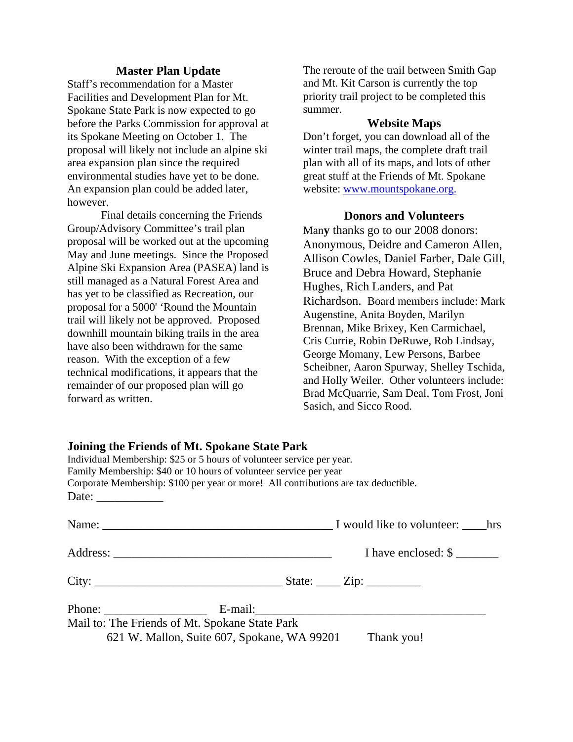## Master Plan Update

Staff's recommendation for a Master Facilities and Development Plan for Mt. Spokane State Park is now expected to go before the Parks Commission for approval at its Spokane Meeting on October 1. The proposal will likely not include an alpine ski area expansion plan since the required environmental studies have yet to be done. An expansion plan could be added later, however.

Final details concerning the Friends Group/Advisory Committee's trail plan proposal will be worked out at the upcoming May and June meetings. Since the Proposed Alpine Ski Expansion Area (PASEA) land is still managed as a Natural Forest Area and has yet to be classified as Recreation, our proposal for a 5000' 'Round the Mountain trail will likely not be approved. Proposed downhill mountain biking trails in the area have also been withdrawn for the same reason. With the exception of a few technical modifications, it appears that the remainder of our proposed plan will go forward as written.

The reroute of the trail between Smith Gap and Mt. Kit Carson is currently the top priority trail project to be completed this summer.

## Website Maps

Don't forget, you can download all of the winter trail maps, the complete draft trail plan with all of its maps, and lots of other great stuff at the Friends of Mt. Spokane website: [www.mountspokane.org.](http://www.mountspokane.org)

## Donors and Volunteers

Many thanks go to our 2008 donors: Anonymous, Deidre and Cameron Allen, Allison Cowles, Daniel Farber, Dale Gill, Bruce and Debra Howard, Stephanie Hughes, Rich Landers, and Pat Richardson. Board members include: Mark Augenstine, Anita Boyden, Marilyn Brennan, Mike Brixey, Ken Carmichael, Cris Currie, Robin DeRuwe, Rob Lindsay, George Momany, Lew Persons, Barbee Scheibner, Aaron Spurway, Shelley Tschida, and Holly Weiler. Other volunteers include: Brad McQuarrie, Sam Deal, Tom Frost, Joni Sasich, and Sicco Rood.

## Joining the Friends of Mt. Spokane State Park

Individual Membership: $25 or 5 hours of volunteer service per year.
Family Membership: $40 or 10 hours of volunteer service per year
Corporate Membership: $100 per year or more! All contributions are tax deductible.

Date: ___________

Name: ______________________________________ I would like to volunteer: ____hrs

Address: ____________________________________ I have enclosed: $ _______

City: _______________________________ State: ____ Zip: _________

Phone: _________________ E-mail:______________________________________

Mail to: The Friends of Mt. Spokane State Park
621 W. Mallon, Suite 607, Spokane, WA 99201 Thank you!